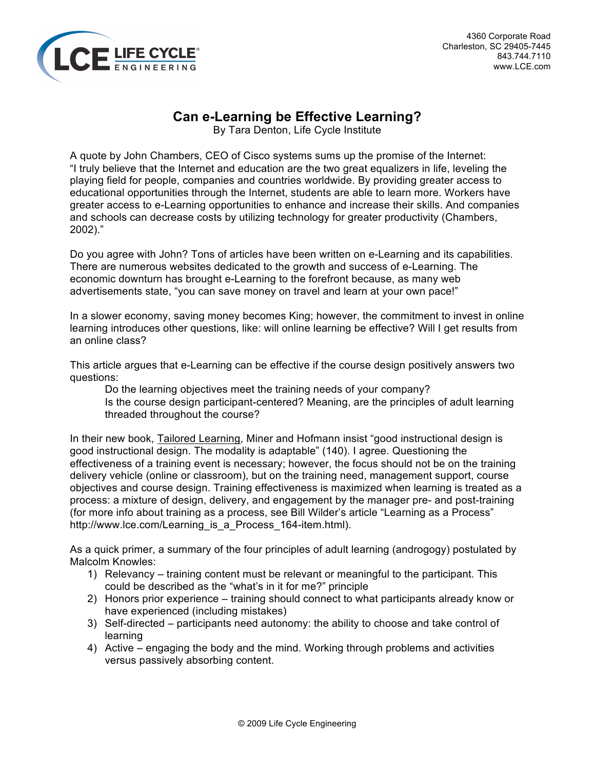LCE LIFE CYCLE ENGINEERING

4360 Corporate Road
Charleston, SC 29405-7445
843.744.7110
www.LCE.com

# Can e-Learning be Effective Learning?

By Tara Denton, Life Cycle Institute

A quote by John Chambers, CEO of Cisco systems sums up the promise of the Internet: "I truly believe that the Internet and education are the two great equalizers in life, leveling the playing field for people, companies and countries worldwide. By providing greater access to educational opportunities through the Internet, students are able to learn more. Workers have greater access to e-Learning opportunities to enhance and increase their skills. And companies and schools can decrease costs by utilizing technology for greater productivity (Chambers, 2002)."

Do you agree with John? Tons of articles have been written on e-Learning and its capabilities. There are numerous websites dedicated to the growth and success of e-Learning. The economic downturn has brought e-Learning to the forefront because, as many web advertisements state, "you can save money on travel and learn at your own pace!"

In a slower economy, saving money becomes King; however, the commitment to invest in online learning introduces other questions, like: will online learning be effective? Will I get results from an online class?

This article argues that e-Learning can be effective if the course design positively answers two questions:

Do the learning objectives meet the training needs of your company?
Is the course design participant-centered? Meaning, are the principles of adult learning threaded throughout the course?

In their new book, Tailored Learning, Miner and Hofmann insist "good instructional design is good instructional design. The modality is adaptable" (140). I agree. Questioning the effectiveness of a training event is necessary; however, the focus should not be on the training delivery vehicle (online or classroom), but on the training need, management support, course objectives and course design. Training effectiveness is maximized when learning is treated as a process: a mixture of design, delivery, and engagement by the manager pre- and post-training (for more info about training as a process, see Bill Wilder's article "Learning as a Process" http://www.lce.com/Learning_is_a_Process_164-item.html).

As a quick primer, a summary of the four principles of adult learning (androgogy) postulated by Malcolm Knowles:

1) Relevancy – training content must be relevant or meaningful to the participant. This could be described as the "what's in it for me?" principle
2) Honors prior experience – training should connect to what participants already know or have experienced (including mistakes)
3) Self-directed – participants need autonomy: the ability to choose and take control of learning
4) Active – engaging the body and the mind. Working through problems and activities versus passively absorbing content.

© 2009 Life Cycle Engineering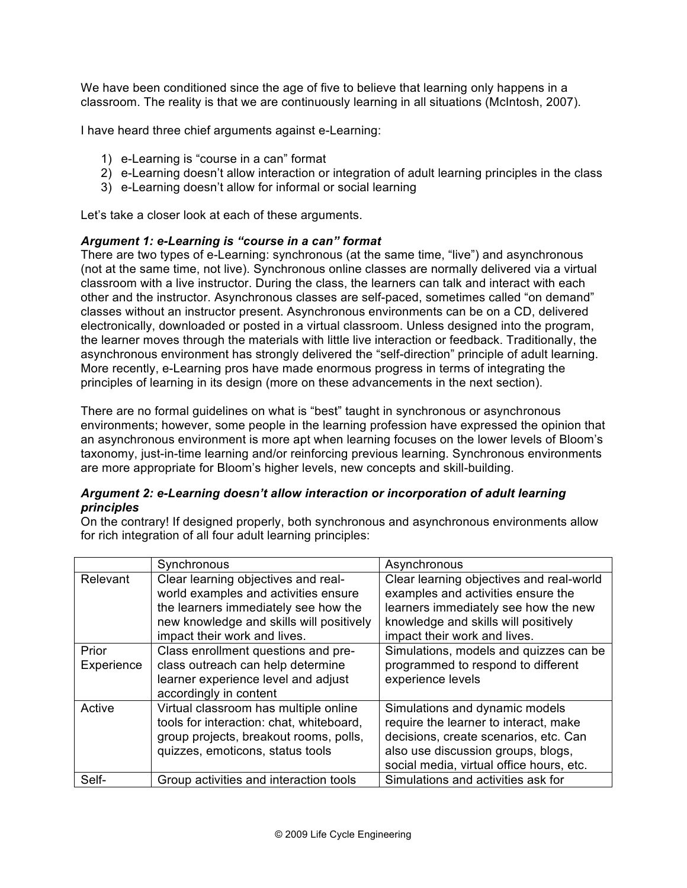We have been conditioned since the age of five to believe that learning only happens in a classroom. The reality is that we are continuously learning in all situations (McIntosh, 2007).

I have heard three chief arguments against e-Learning:

1) e-Learning is "course in a can" format
2) e-Learning doesn't allow interaction or integration of adult learning principles in the class
3) e-Learning doesn't allow for informal or social learning

Let's take a closer look at each of these arguments.

***Argument 1: e-Learning is "course in a can" format***

There are two types of e-Learning: synchronous (at the same time, "live") and asynchronous (not at the same time, not live). Synchronous online classes are normally delivered via a virtual classroom with a live instructor. During the class, the learners can talk and interact with each other and the instructor. Asynchronous classes are self-paced, sometimes called "on demand" classes without an instructor present. Asynchronous environments can be on a CD, delivered electronically, downloaded or posted in a virtual classroom. Unless designed into the program, the learner moves through the materials with little live interaction or feedback. Traditionally, the asynchronous environment has strongly delivered the "self-direction" principle of adult learning. More recently, e-Learning pros have made enormous progress in terms of integrating the principles of learning in its design (more on these advancements in the next section).

There are no formal guidelines on what is "best" taught in synchronous or asynchronous environments; however, some people in the learning profession have expressed the opinion that an asynchronous environment is more apt when learning focuses on the lower levels of Bloom's taxonomy, just-in-time learning and/or reinforcing previous learning. Synchronous environments are more appropriate for Bloom's higher levels, new concepts and skill-building.

***Argument 2: e-Learning doesn't allow interaction or incorporation of adult learning principles***

On the contrary! If designed properly, both synchronous and asynchronous environments allow for rich integration of all four adult learning principles:

| | Synchronous | Asynchronous |
|---|---|---|
| Relevant | Clear learning objectives and real-world examples and activities ensure the learners immediately see how the new knowledge and skills will positively impact their work and lives. | Clear learning objectives and real-world examples and activities ensure the learners immediately see how the new knowledge and skills will positively impact their work and lives. |
| Prior Experience | Class enrollment questions and pre-class outreach can help determine learner experience level and adjust accordingly in content | Simulations, models and quizzes can be programmed to respond to different experience levels |
| Active | Virtual classroom has multiple online tools for interaction: chat, whiteboard, group projects, breakout rooms, polls, quizzes, emoticons, status tools | Simulations and dynamic models require the learner to interact, make decisions, create scenarios, etc. Can also use discussion groups, blogs, social media, virtual office hours, etc. |
| Self- | Group activities and interaction tools | Simulations and activities ask for |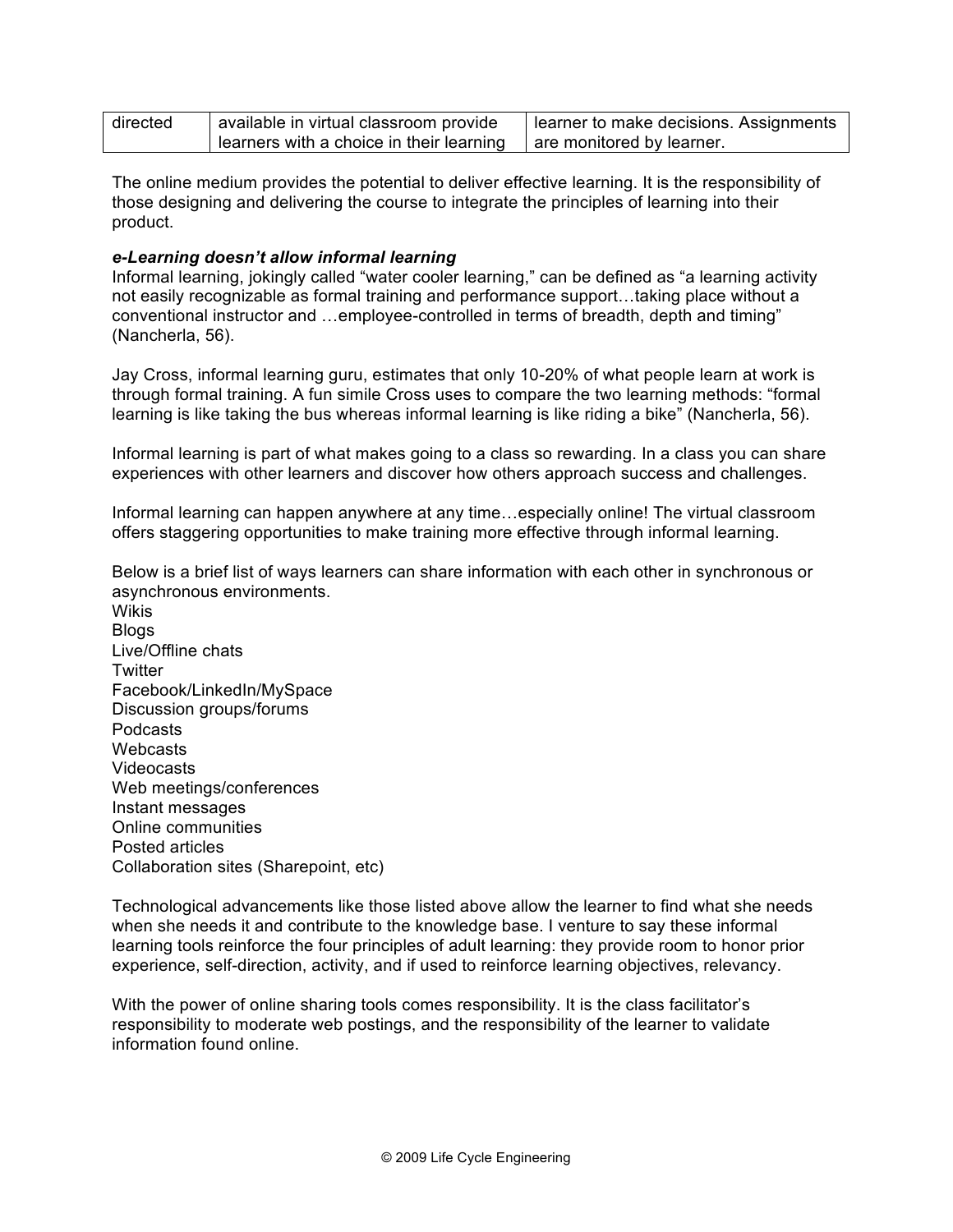| directed | available in virtual classroom provide learners with a choice in their learning | learner to make decisions. Assignments are monitored by learner. |
|---|---|---|

The online medium provides the potential to deliver effective learning. It is the responsibility of those designing and delivering the course to integrate the principles of learning into their product.

***e-Learning doesn't allow informal learning***

Informal learning, jokingly called "water cooler learning," can be defined as "a learning activity not easily recognizable as formal training and performance support…taking place without a conventional instructor and …employee-controlled in terms of breadth, depth and timing" (Nancherla, 56).

Jay Cross, informal learning guru, estimates that only 10-20% of what people learn at work is through formal training. A fun simile Cross uses to compare the two learning methods: "formal learning is like taking the bus whereas informal learning is like riding a bike" (Nancherla, 56).

Informal learning is part of what makes going to a class so rewarding. In a class you can share experiences with other learners and discover how others approach success and challenges.

Informal learning can happen anywhere at any time…especially online! The virtual classroom offers staggering opportunities to make training more effective through informal learning.

Below is a brief list of ways learners can share information with each other in synchronous or asynchronous environments.

Wikis
Blogs
Live/Offline chats
Twitter
Facebook/LinkedIn/MySpace
Discussion groups/forums
Podcasts
Webcasts
Videocasts
Web meetings/conferences
Instant messages
Online communities
Posted articles
Collaboration sites (Sharepoint, etc)

Technological advancements like those listed above allow the learner to find what she needs when she needs it and contribute to the knowledge base. I venture to say these informal learning tools reinforce the four principles of adult learning: they provide room to honor prior experience, self-direction, activity, and if used to reinforce learning objectives, relevancy.

With the power of online sharing tools comes responsibility. It is the class facilitator's responsibility to moderate web postings, and the responsibility of the learner to validate information found online.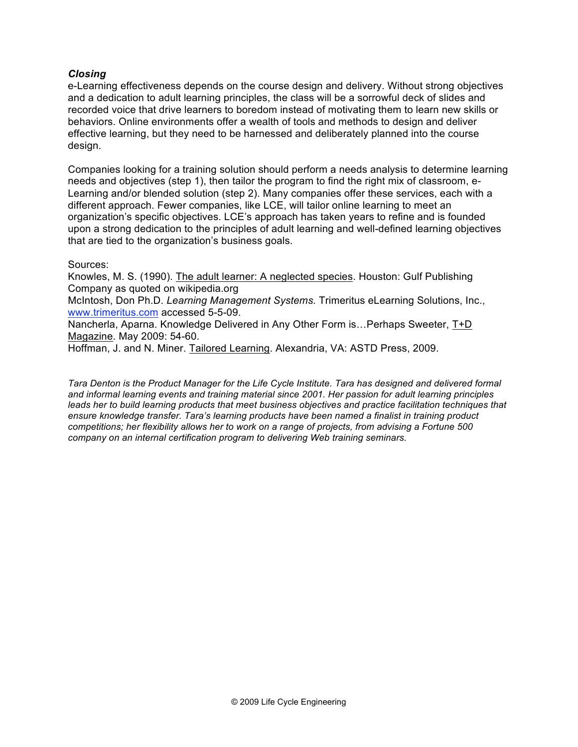***Closing***

e-Learning effectiveness depends on the course design and delivery. Without strong objectives and a dedication to adult learning principles, the class will be a sorrowful deck of slides and recorded voice that drive learners to boredom instead of motivating them to learn new skills or behaviors. Online environments offer a wealth of tools and methods to design and deliver effective learning, but they need to be harnessed and deliberately planned into the course design.

Companies looking for a training solution should perform a needs analysis to determine learning needs and objectives (step 1), then tailor the program to find the right mix of classroom, e-Learning and/or blended solution (step 2). Many companies offer these services, each with a different approach. Fewer companies, like LCE, will tailor online learning to meet an organization's specific objectives. LCE's approach has taken years to refine and is founded upon a strong dedication to the principles of adult learning and well-defined learning objectives that are tied to the organization's business goals.

Sources:

Knowles, M. S. (1990). The adult learner: A neglected species. Houston: Gulf Publishing Company as quoted on wikipedia.org

McIntosh, Don Ph.D. *Learning Management Systems.* Trimeritus eLearning Solutions, Inc., www.trimeritus.com accessed 5-5-09.

Nancherla, Aparna. Knowledge Delivered in Any Other Form is…Perhaps Sweeter, T+D Magazine. May 2009: 54-60.

Hoffman, J. and N. Miner. Tailored Learning. Alexandria, VA: ASTD Press, 2009.

*Tara Denton is the Product Manager for the Life Cycle Institute. Tara has designed and delivered formal and informal learning events and training material since 2001. Her passion for adult learning principles leads her to build learning products that meet business objectives and practice facilitation techniques that ensure knowledge transfer. Tara's learning products have been named a finalist in training product competitions; her flexibility allows her to work on a range of projects, from advising a Fortune 500 company on an internal certification program to delivering Web training seminars.*

© 2009 Life Cycle Engineering